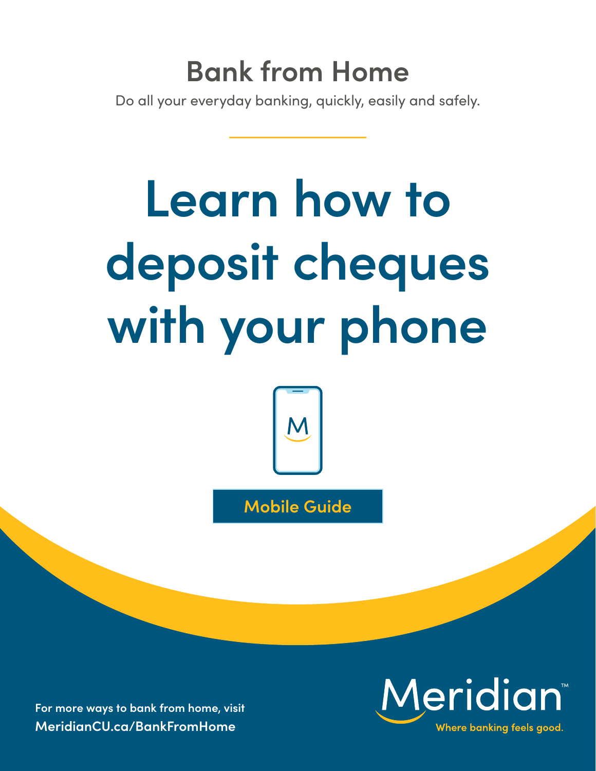## Bank from Home

Do all your everyday banking, quickly, easily and safely.

# Learn how to deposit cheques with your phone

**Mobile Guide**

For more ways to bank from home, visit
**MeridianCU.ca/BankFromHome**

Meridian™
Where banking feels good.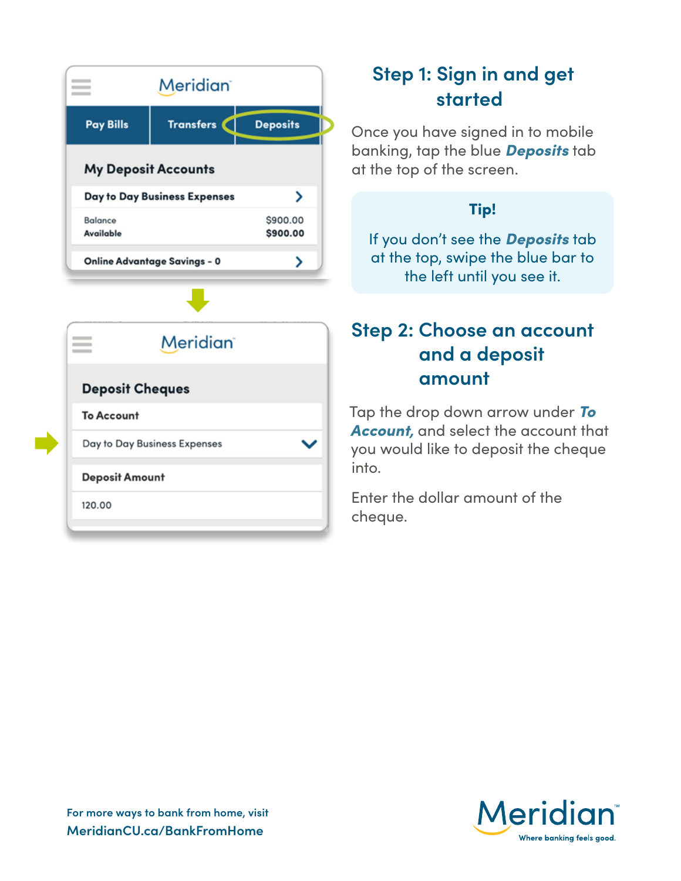## Step 1: Sign in and get started

Once you have signed in to mobile banking, tap the blue ***Deposits*** tab at the top of the screen.

> **Tip!**
>
> If you don't see the ***Deposits*** tab at the top, swipe the blue bar to the left until you see it.

## Step 2: Choose an account and a deposit amount

Tap the drop down arrow under ***To Account,*** and select the account that you would like to deposit the cheque into.

Enter the dollar amount of the cheque.

For more ways to bank from home, visit **MeridianCU.ca/BankFromHome**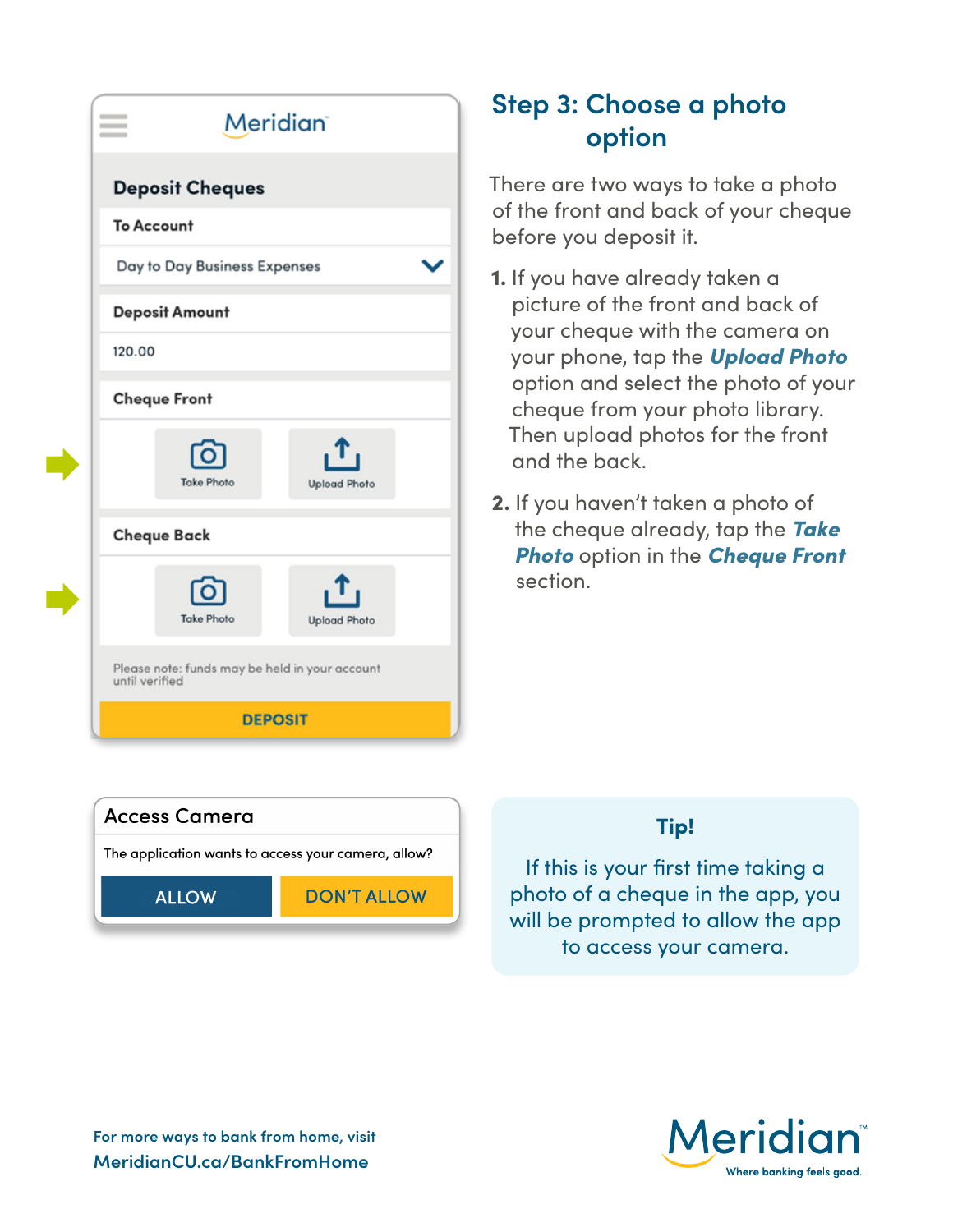Meridian

**Deposit Cheques**

**To Account**

Day to Day Business Expenses

**Deposit Amount**

120.00

**Cheque Front**

Take Photo | Upload Photo

**Cheque Back**

Take Photo | Upload Photo

Please note: funds may be held in your account until verified

**DEPOSIT**

## Step 3: Choose a photo option

There are two ways to take a photo of the front and back of your cheque before you deposit it.

1. If you have already taken a picture of the front and back of your cheque with the camera on your phone, tap the ***Upload Photo*** option and select the photo of your cheque from your photo library. Then upload photos for the front and the back.
2. If you haven't taken a photo of the cheque already, tap the ***Take Photo*** option in the ***Cheque Front*** section.

**Access Camera**

The application wants to access your camera, allow?

ALLOW | DON'T ALLOW

**Tip!**

If this is your first time taking a photo of a cheque in the app, you will be prompted to allow the app to access your camera.

For more ways to bank from home, visit
**MeridianCU.ca/BankFromHome**

Meridian™
Where banking feels good.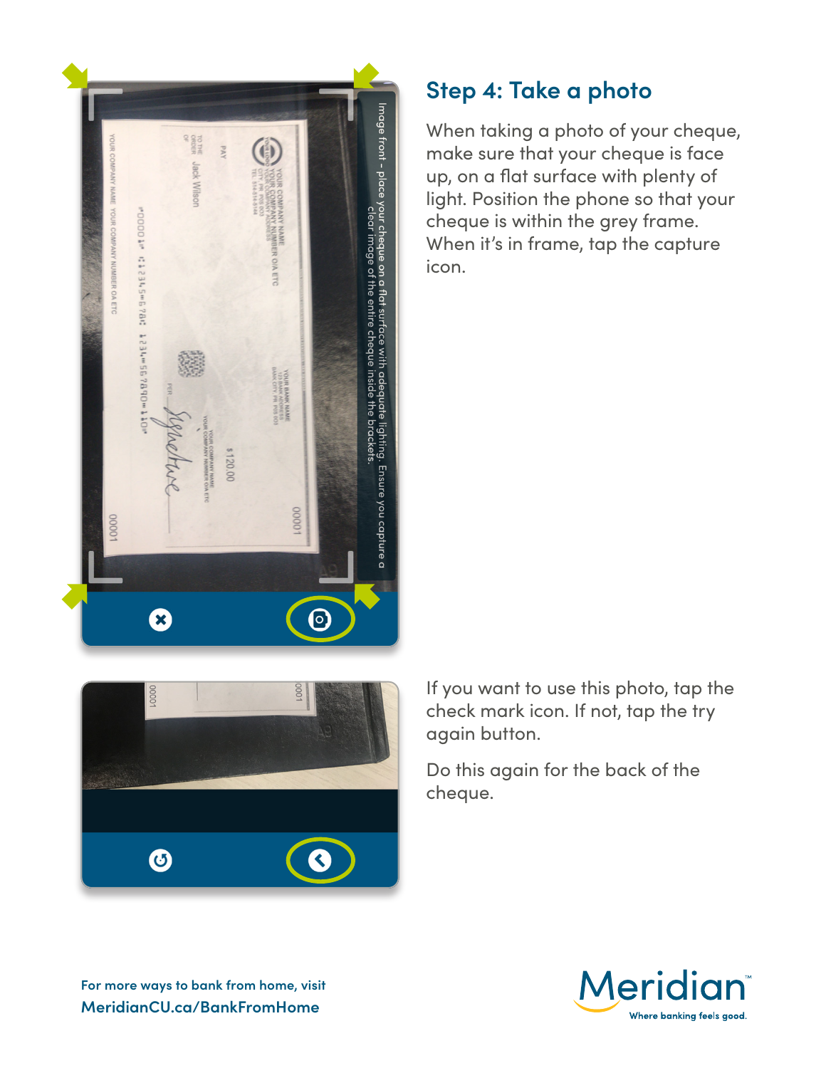## Step 4: Take a photo

When taking a photo of your cheque, make sure that your cheque is face up, on a flat surface with plenty of light. Position the phone so that your cheque is within the grey frame. When it's in frame, tap the capture icon.

If you want to use this photo, tap the check mark icon. If not, tap the try again button.

Do this again for the back of the cheque.

For more ways to bank from home, visit **MeridianCU.ca/BankFromHome**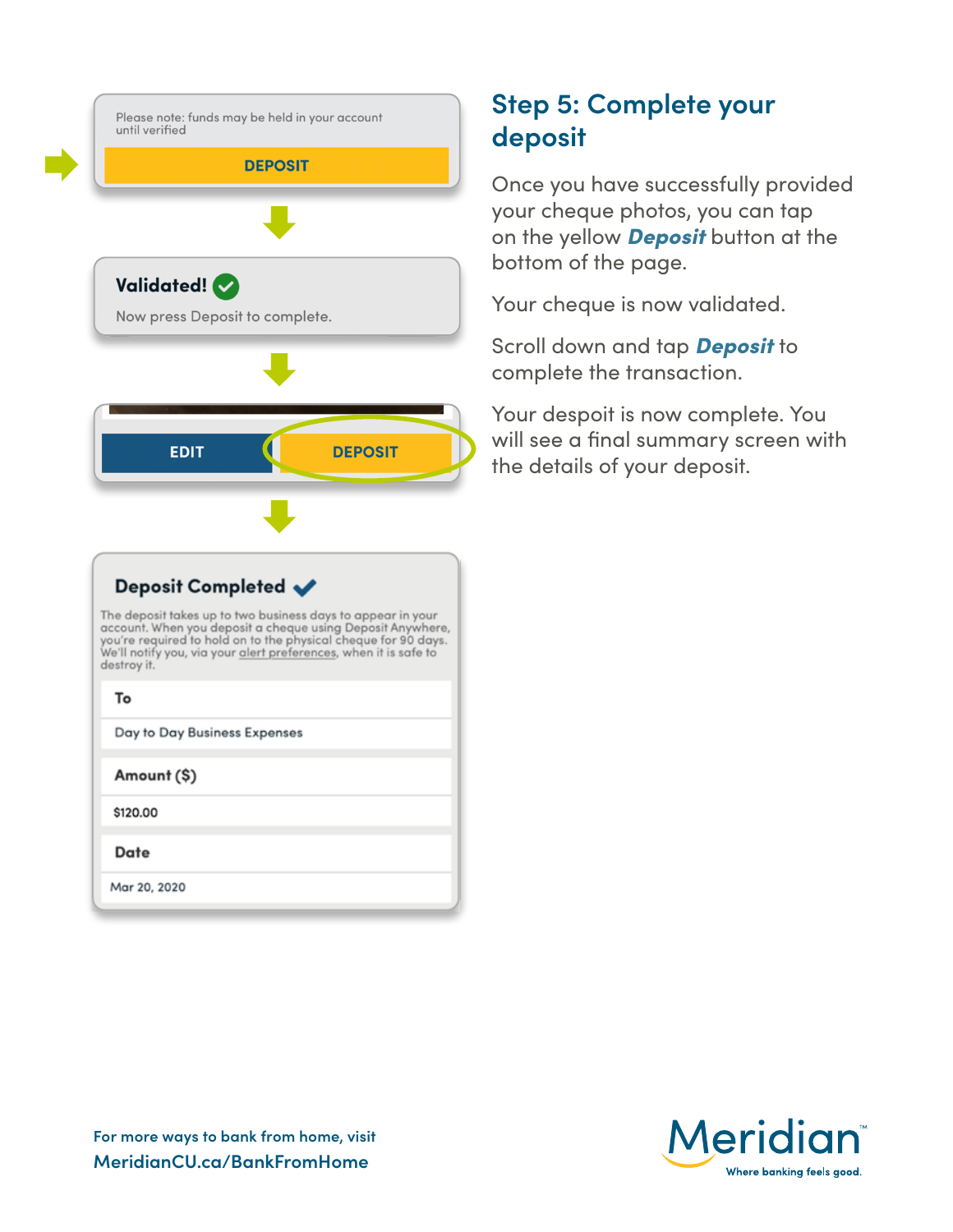## Step 5: Complete your deposit

Once you have successfully provided your cheque photos, you can tap on the yellow ***Deposit*** button at the bottom of the page.

Your cheque is now validated.

Scroll down and tap ***Deposit*** to complete the transaction.

Your despoit is now complete. You will see a final summary screen with the details of your deposit.

Please note: funds may be held in your account until verified

DEPOSIT

**Validated!**

Now press Deposit to complete.

EDIT

DEPOSIT

**Deposit Completed**

The deposit takes up to two business days to appear in your account. When you deposit a cheque using Deposit Anywhere, you're required to hold on to the physical cheque for 90 days. We'll notify you, via your alert preferences, when it is safe to destroy it.

**To**

Day to Day Business Expenses

**Amount ($)**

$120.00

**Date**

Mar 20, 2020

For more ways to bank from home, visit
**MeridianCU.ca/BankFromHome**

Meridian™
Where banking feels good.